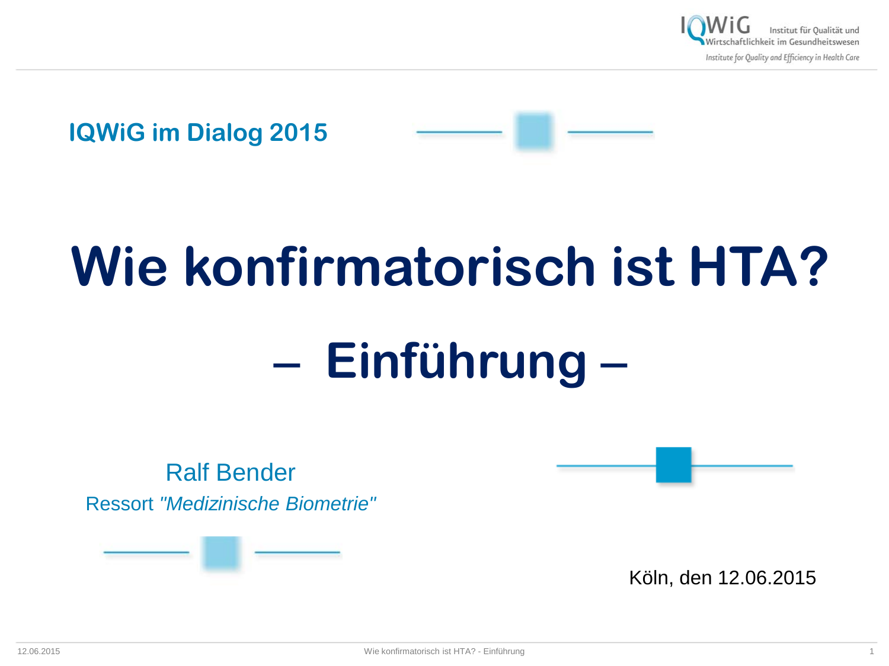IQWiG – Institut für Qualität und Wirtschaftlichkeit im Gesundheitswesen
Institute for Quality and Efficiency in Health Care

**IQWiG im Dialog 2015**

# Wie konfirmatorisch ist HTA?

# – Einführung –

Ralf Bender

Ressort *"Medizinische Biometrie"*

Köln, den 12.06.2015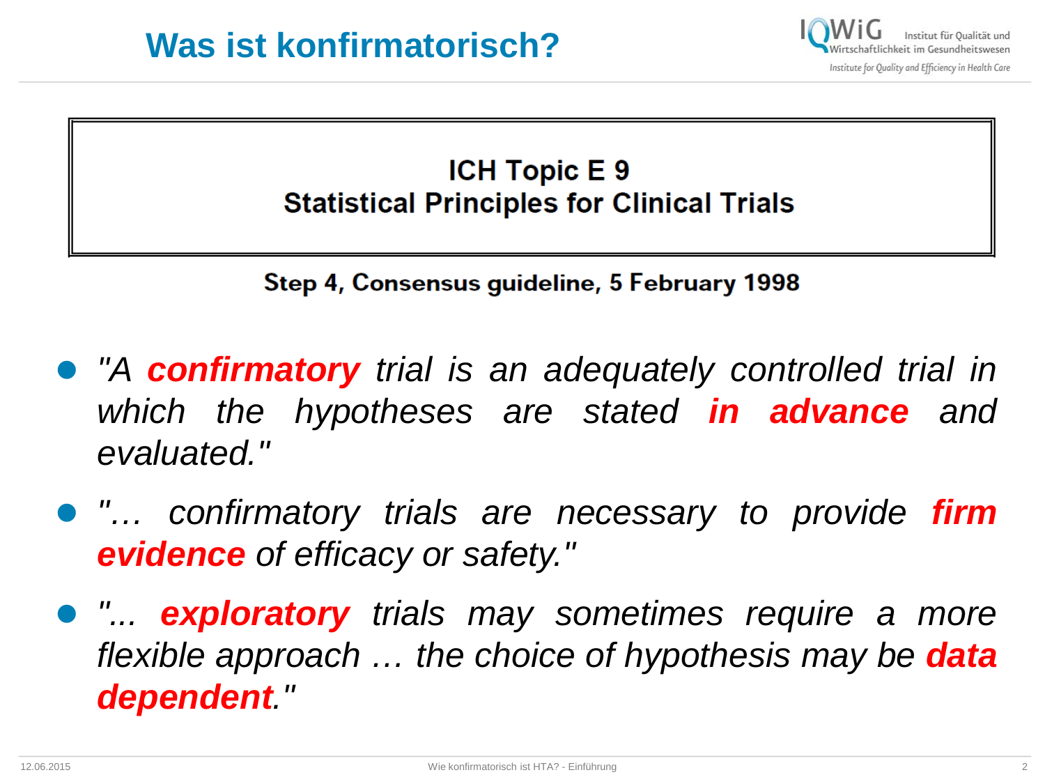# Was ist konfirmatorisch?

**ICH Topic E 9**
**Statistical Principles for Clinical Trials**

**Step 4, Consensus guideline, 5 February 1998**

- *"A **confirmatory** trial is an adequately controlled trial in which the hypotheses are stated **in advance** and evaluated."*
- *"… confirmatory trials are necessary to provide **firm evidence** of efficacy or safety."*
- *"... **exploratory** trials may sometimes require a more flexible approach … the choice of hypothesis may be **data dependent**."*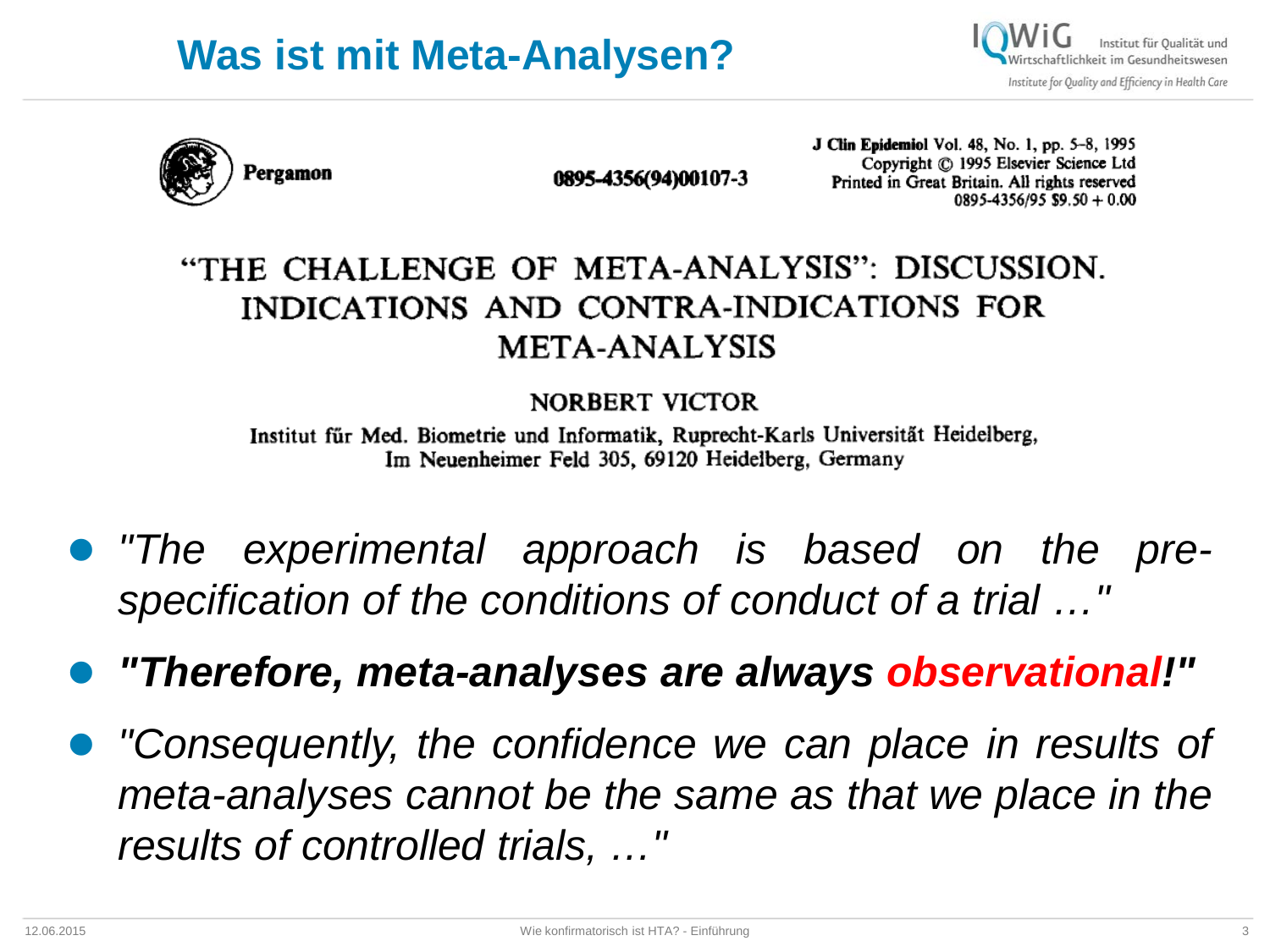# Was ist mit Meta-Analysen?

Pergamon

0895-4356(94)00107-3

J Clin Epidemiol Vol. 48, No. 1, pp. 5–8, 1995
Copyright © 1995 Elsevier Science Ltd
Printed in Great Britain. All rights reserved
0895-4356/95 $9.50 + 0.00

## "THE CHALLENGE OF META-ANALYSIS": DISCUSSION. INDICATIONS AND CONTRA-INDICATIONS FOR META-ANALYSIS

NORBERT VICTOR

Institut für Med. Biometrie und Informatik, Ruprecht-Karls Universität Heidelberg, Im Neuenheimer Feld 305, 69120 Heidelberg, Germany

- *"The experimental approach is based on the pre-specification of the conditions of conduct of a trial …"*
- ***"Therefore, meta-analyses are always observational!"***
- *"Consequently, the confidence we can place in results of meta-analyses cannot be the same as that we place in the results of controlled trials, …"*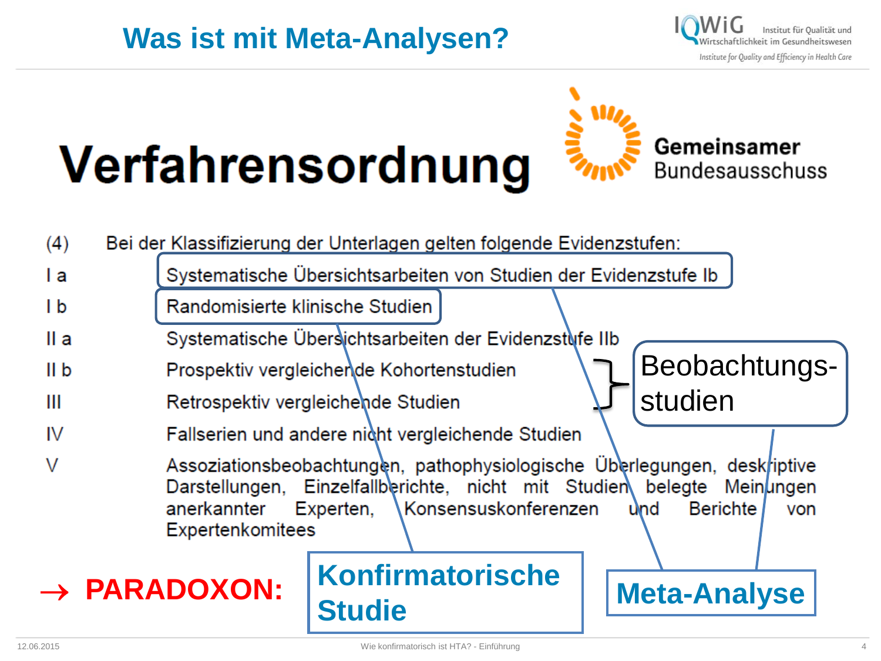# Was ist mit Meta-Analysen?

## Verfahrensordnung

Gemeinsamer Bundesausschuss

(4) Bei der Klassifizierung der Unterlagen gelten folgende Evidenzstufen:

| | |
|---|---|
| I a | Systematische Übersichtsarbeiten von Studien der Evidenzstufe Ib |
| I b | Randomisierte klinische Studien |
| II a | Systematische Übersichtsarbeiten der Evidenzstufe IIb |
| II b | Prospektiv vergleichende Kohortenstudien |
| III | Retrospektiv vergleichende Studien |
| IV | Fallserien und andere nicht vergleichende Studien |
| V | Assoziationsbeobachtungen, pathophysiologische Überlegungen, deskriptive Darstellungen, Einzelfallberichte, nicht mit Studien belegte Meinungen anerkannter Experten, Konsensuskonferenzen und Berichte von Expertenkomitees |

Beobachtungs-studien

→ **PARADOXON:**

**Konfirmatorische Studie**

**Meta-Analyse**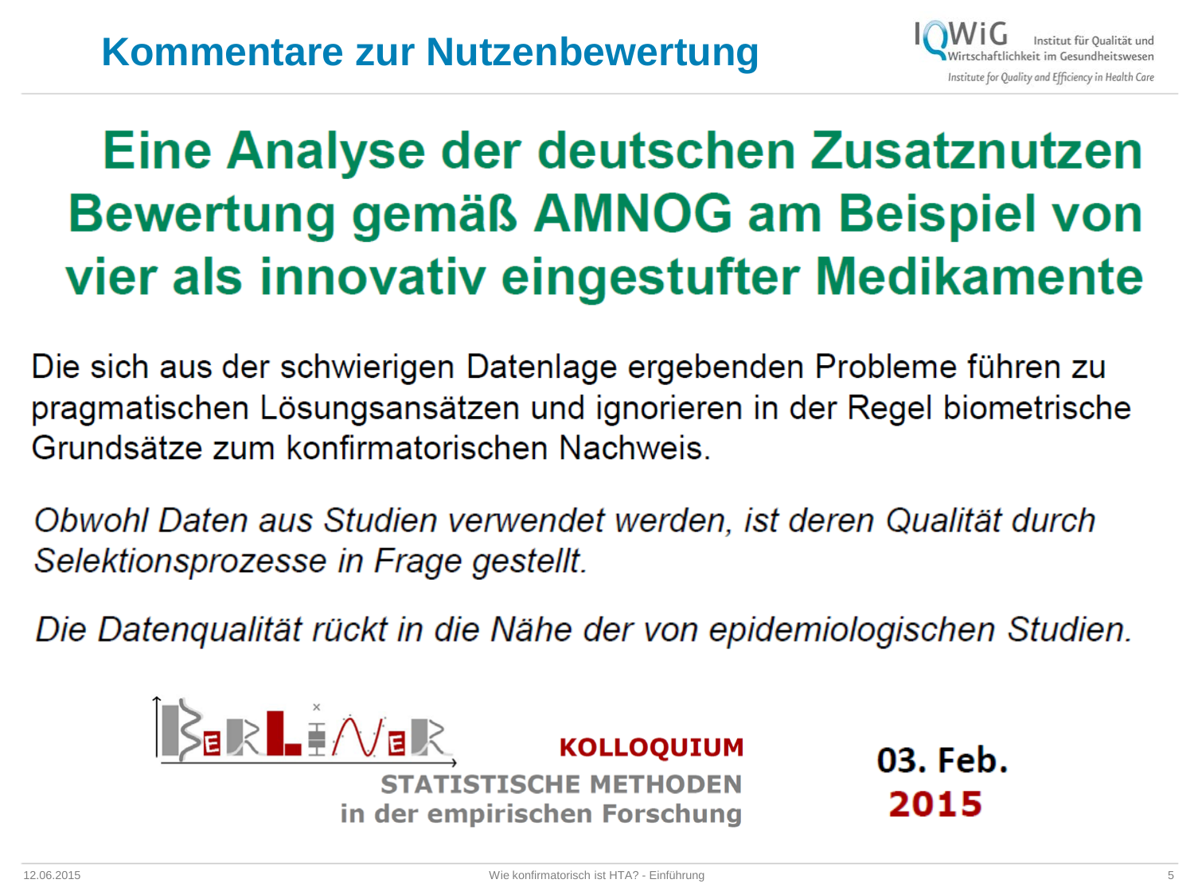# Kommentare zur Nutzenbewertung

## Eine Analyse der deutschen Zusatznutzen Bewertung gemäß AMNOG am Beispiel von vier als innovativ eingestufter Medikamente

Die sich aus der schwierigen Datenlage ergebenden Probleme führen zu pragmatischen Lösungsansätzen und ignorieren in der Regel biometrische Grundsätze zum konfirmatorischen Nachweis.

*Obwohl Daten aus Studien verwendet werden, ist deren Qualität durch Selektionsprozesse in Frage gestellt.*

*Die Datenqualität rückt in die Nähe der von epidemiologischen Studien.*

BERLINER KOLLOQUIUM STATISTISCHE METHODEN in der empirischen Forschung

03. Feb. 2015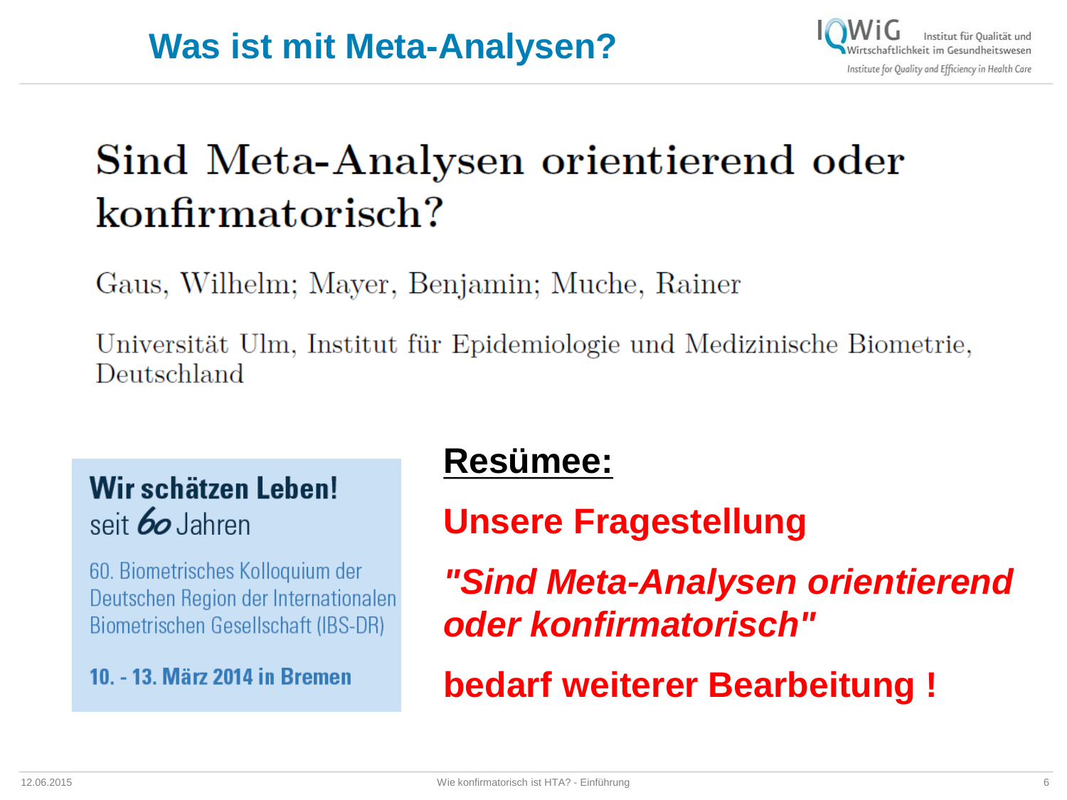# Was ist mit Meta-Analysen?

## Sind Meta-Analysen orientierend oder konfirmatorisch?

Gaus, Wilhelm; Mayer, Benjamin; Muche, Rainer

Universität Ulm, Institut für Epidemiologie und Medizinische Biometrie, Deutschland

**Wir schätzen Leben!**
seit 60 Jahren

60. Biometrisches Kolloquium der Deutschen Region der Internationalen Biometrischen Gesellschaft (IBS-DR)

**10. - 13. März 2014 in Bremen**

**Resümee:**

**Unsere Fragestellung**

***"Sind Meta-Analysen orientierend oder konfirmatorisch"***

**bedarf weiterer Bearbeitung !**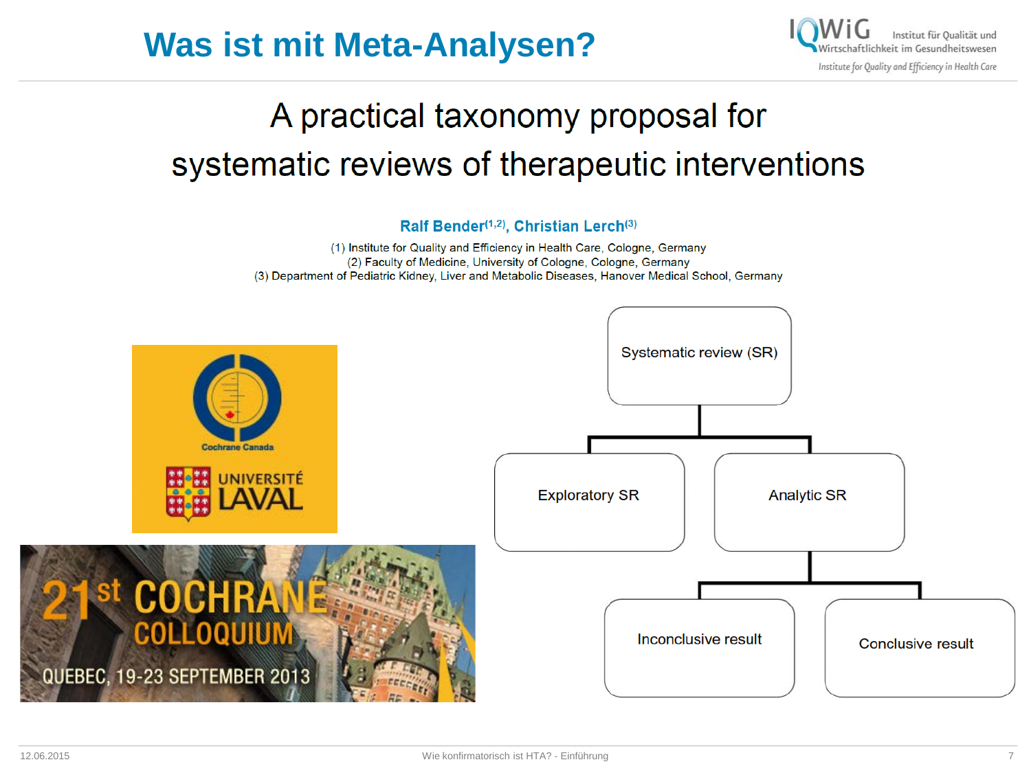# Was ist mit Meta-Analysen?

## A practical taxonomy proposal for systematic reviews of therapeutic interventions

**Ralf Bender[1,2], Christian Lerch[3]**

(1) Institute for Quality and Efficiency in Health Care, Cologne, Germany
(2) Faculty of Medicine, University of Cologne, Cologne, Germany
(3) Department of Pediatric Kidney, Liver and Metabolic Diseases, Hanover Medical School, Germany

Cochrane Canada

UNIVERSITÉ LAVAL

21st COCHRANE COLLOQUIUM

QUEBEC, 19-23 SEPTEMBER 2013

- Systematic review (SR)
  - Exploratory SR
  - Analytic SR
    - Inconclusive result
    - Conclusive result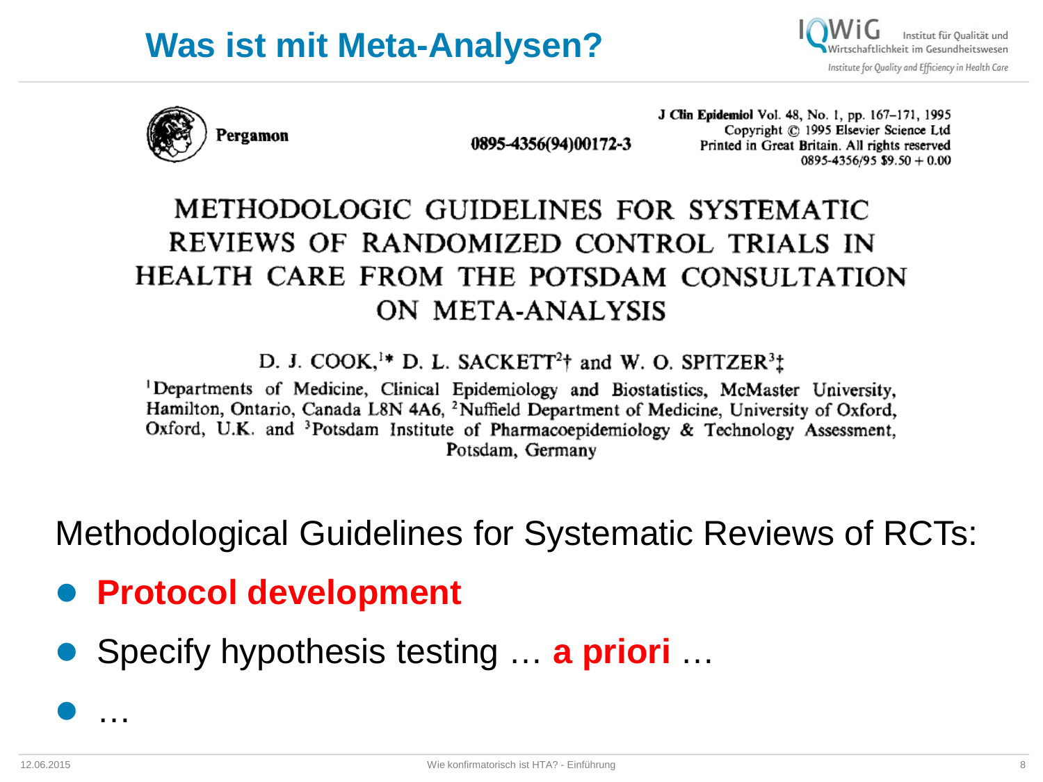# Was ist mit Meta-Analysen?

Pergamon

0895-4356(94)00172-3

J Clin Epidemiol Vol. 48, No. 1, pp. 167–171, 1995
Copyright © 1995 Elsevier Science Ltd
Printed in Great Britain. All rights reserved
0895-4356/95 $9.50 + 0.00

## METHODOLOGIC GUIDELINES FOR SYSTEMATIC REVIEWS OF RANDOMIZED CONTROL TRIALS IN HEALTH CARE FROM THE POTSDAM CONSULTATION ON META-ANALYSIS

D. J. COOK,[1]* D. L. SACKETT[2]† and W. O. SPITZER[3]‡

[1]Departments of Medicine, Clinical Epidemiology and Biostatistics, McMaster University, Hamilton, Ontario, Canada L8N 4A6, [2]Nuffield Department of Medicine, University of Oxford, Oxford, U.K. and [3]Potsdam Institute of Pharmacoepidemiology & Technology Assessment, Potsdam, Germany

Methodological Guidelines for Systematic Reviews of RCTs:

- **Protocol development**
- Specify hypothesis testing … **a priori** …
- …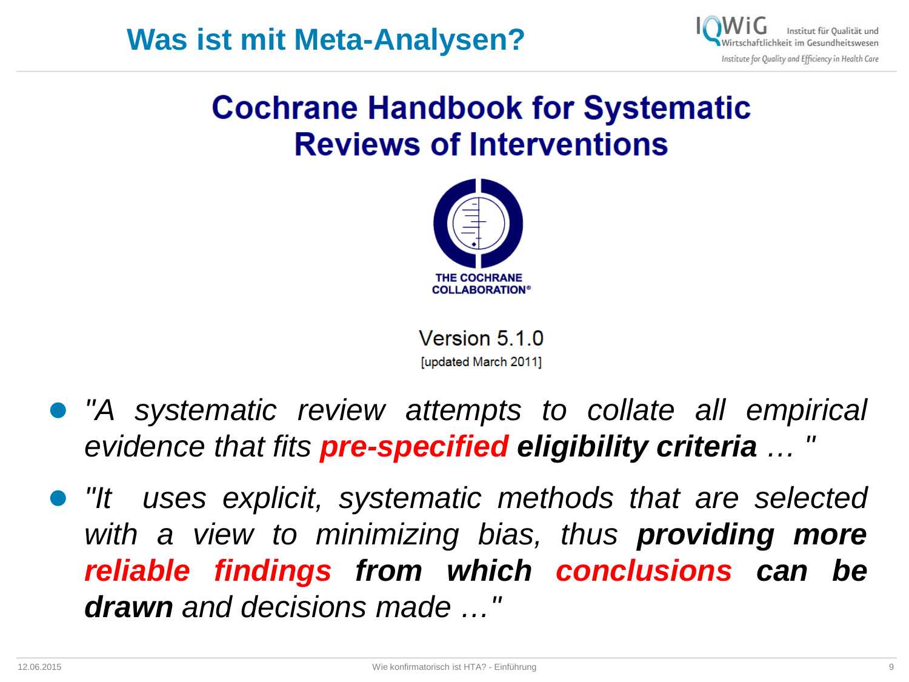# Was ist mit Meta-Analysen?

## Cochrane Handbook for Systematic Reviews of Interventions

THE COCHRANE COLLABORATION®

Version 5.1.0

[updated March 2011]

- *"A systematic review attempts to collate all empirical evidence that fits* ***pre-specified*** ***eligibility criteria*** *… "*
- *"It uses explicit, systematic methods that are selected with a view to minimizing bias, thus* ***providing more reliable findings from which conclusions can be drawn*** *and decisions made …"*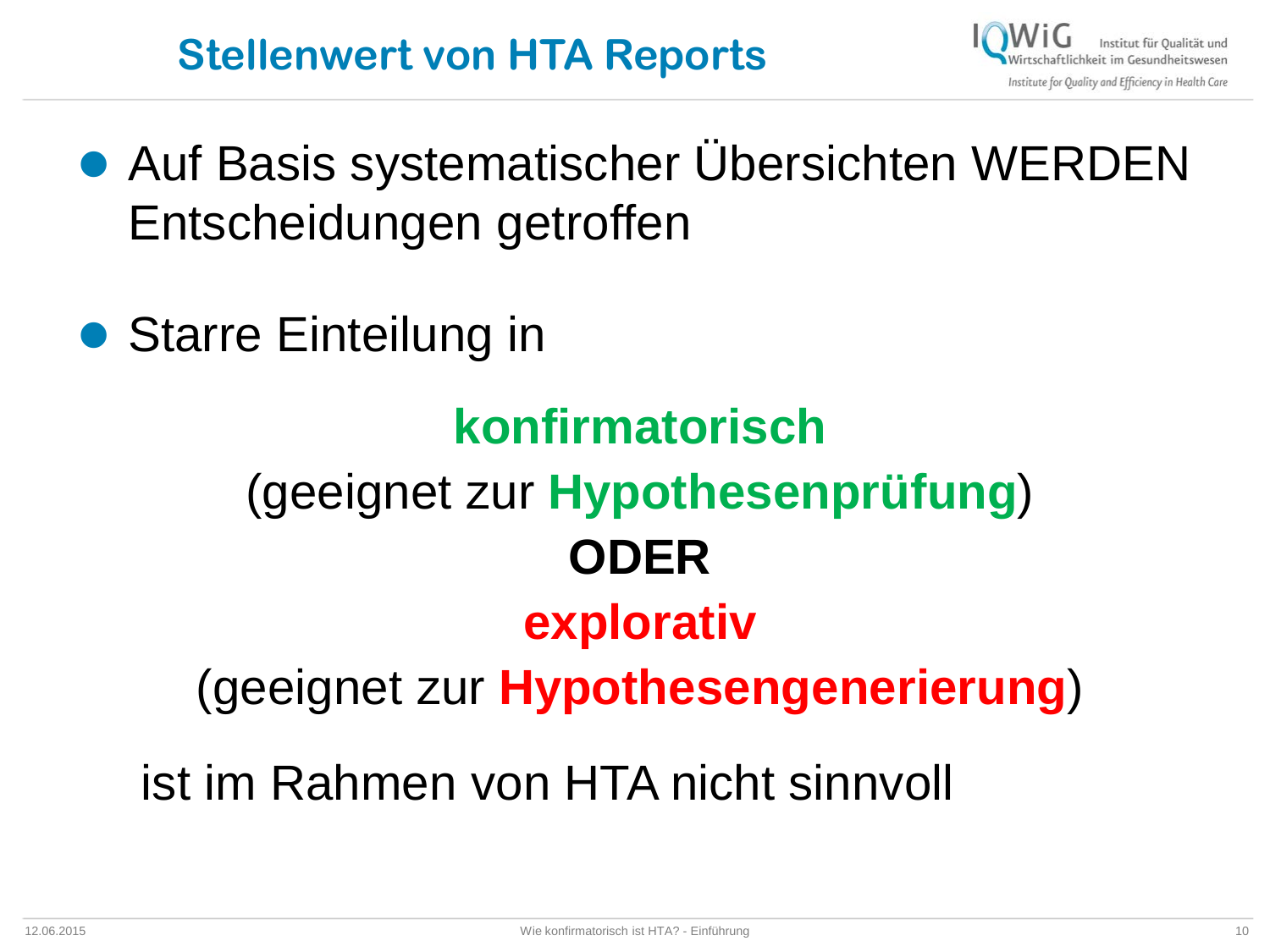# Stellenwert von HTA Reports

- Auf Basis systematischer Übersichten WERDEN Entscheidungen getroffen

- Starre Einteilung in

**konfirmatorisch**

(geeignet zur **Hypothesenprüfung**)

**ODER**

**explorativ**

(geeignet zur **Hypothesengenerierung**)

ist im Rahmen von HTA nicht sinnvoll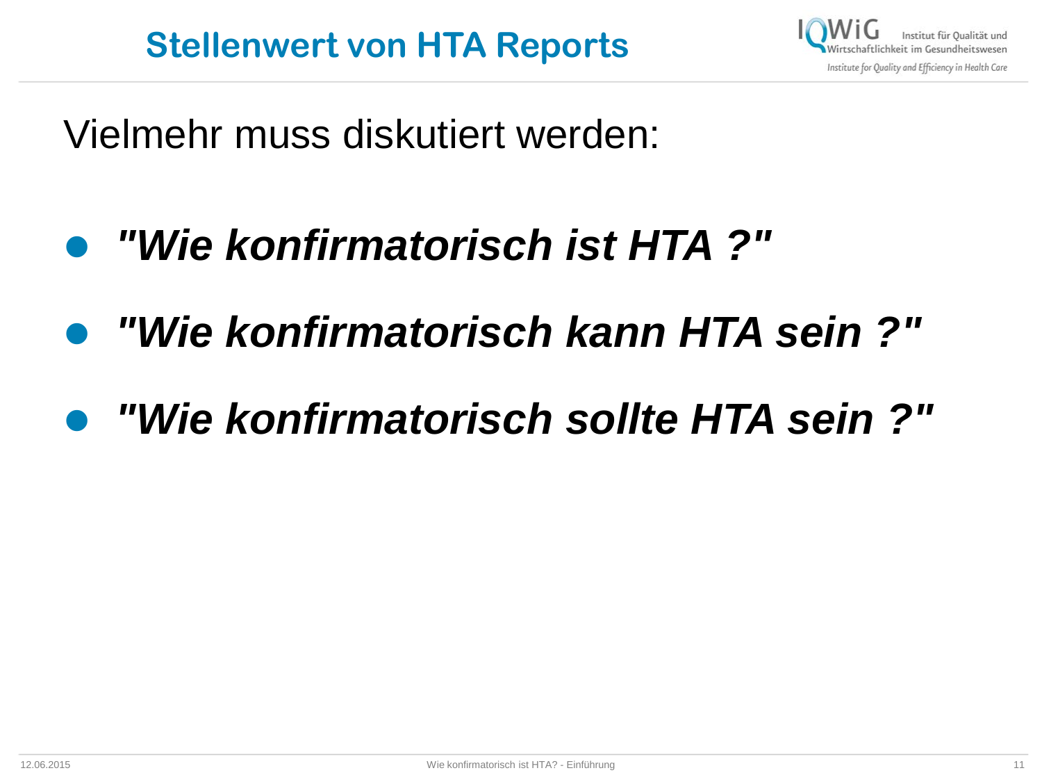# Stellenwert von HTA Reports

Vielmehr muss diskutiert werden:

- ***"Wie konfirmatorisch ist HTA ?"***
- ***"Wie konfirmatorisch kann HTA sein ?"***
- ***"Wie konfirmatorisch sollte HTA sein ?"***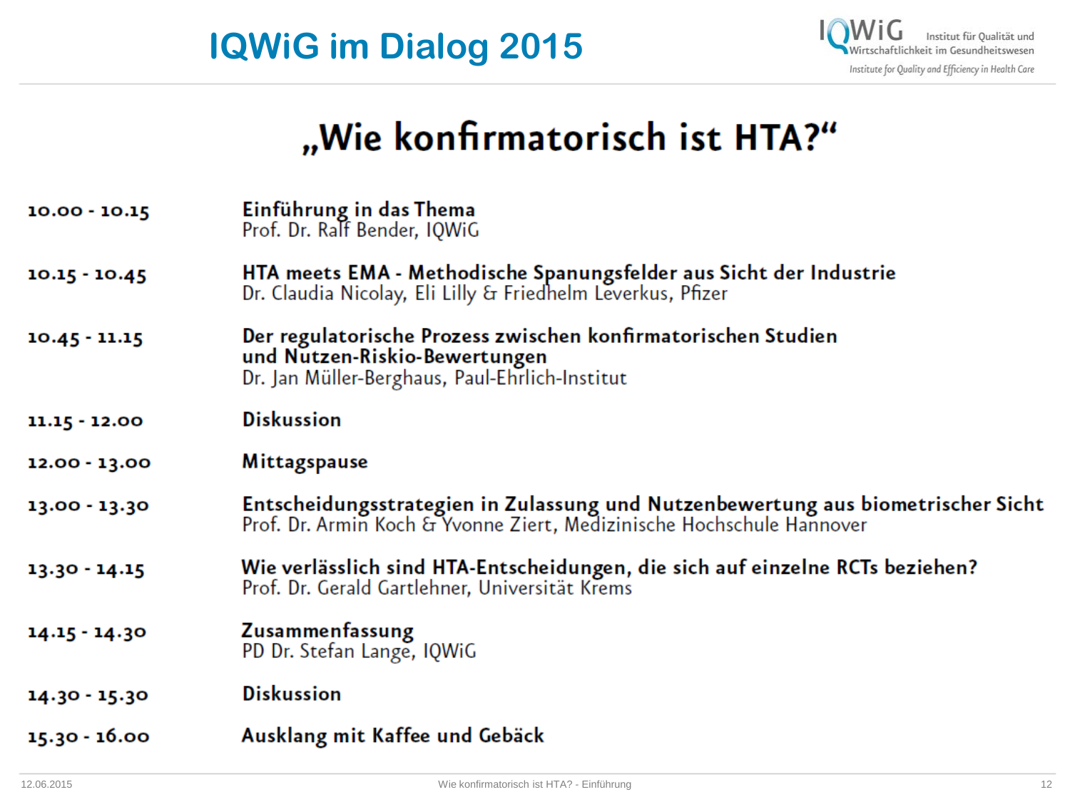# IQWiG im Dialog 2015

Institut für Qualität und Wirtschaftlichkeit im Gesundheitswesen
*Institute for Quality and Efficiency in Health Care*

## „Wie konfirmatorisch ist HTA?"

| | |
|---|---|
| **10.00 - 10.15** | **Einführung in das Thema**<br>Prof. Dr. Ralf Bender, IQWiG |
| **10.15 - 10.45** | **HTA meets EMA - Methodische Spanungsfelder aus Sicht der Industrie**<br>Dr. Claudia Nicolay, Eli Lilly & Friedhelm Leverkus, Pfizer |
| **10.45 - 11.15** | **Der regulatorische Prozess zwischen konfirmatorischen Studien und Nutzen-Riskio-Bewertungen**<br>Dr. Jan Müller-Berghaus, Paul-Ehrlich-Institut |
| **11.15 - 12.00** | **Diskussion** |
| **12.00 - 13.00** | **Mittagspause** |
| **13.00 - 13.30** | **Entscheidungsstrategien in Zulassung und Nutzenbewertung aus biometrischer Sicht**<br>Prof. Dr. Armin Koch & Yvonne Ziert, Medizinische Hochschule Hannover |
| **13.30 - 14.15** | **Wie verlässlich sind HTA-Entscheidungen, die sich auf einzelne RCTs beziehen?**<br>Prof. Dr. Gerald Gartlehner, Universität Krems |
| **14.15 - 14.30** | **Zusammenfassung**<br>PD Dr. Stefan Lange, IQWiG |
| **14.30 - 15.30** | **Diskussion** |
| **15.30 - 16.00** | **Ausklang mit Kaffee und Gebäck** |